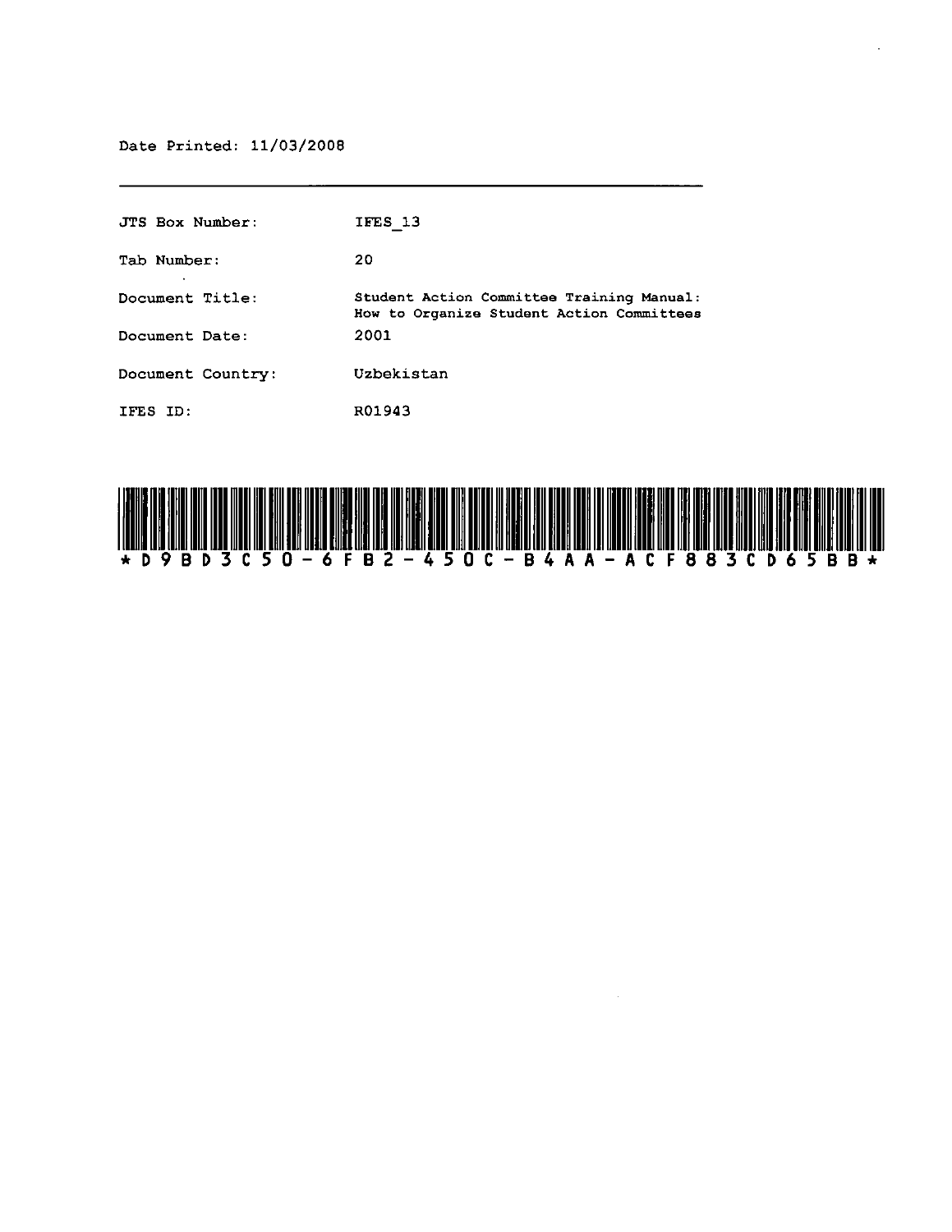Date Printed: 11/03/2008

---

| | |
|---|---|
| JTS Box Number: | IFES_13 |
| Tab Number: | 20 |
| Document Title: | Student Action Committee Training Manual: How to Organize Student Action Committees |
| Document Date: | 2001 |
| Document Country: | Uzbekistan |
| IFES ID: | R01943 |

*D9BD3C50-6FB2-450C-B4AA-ACF883CD65BB*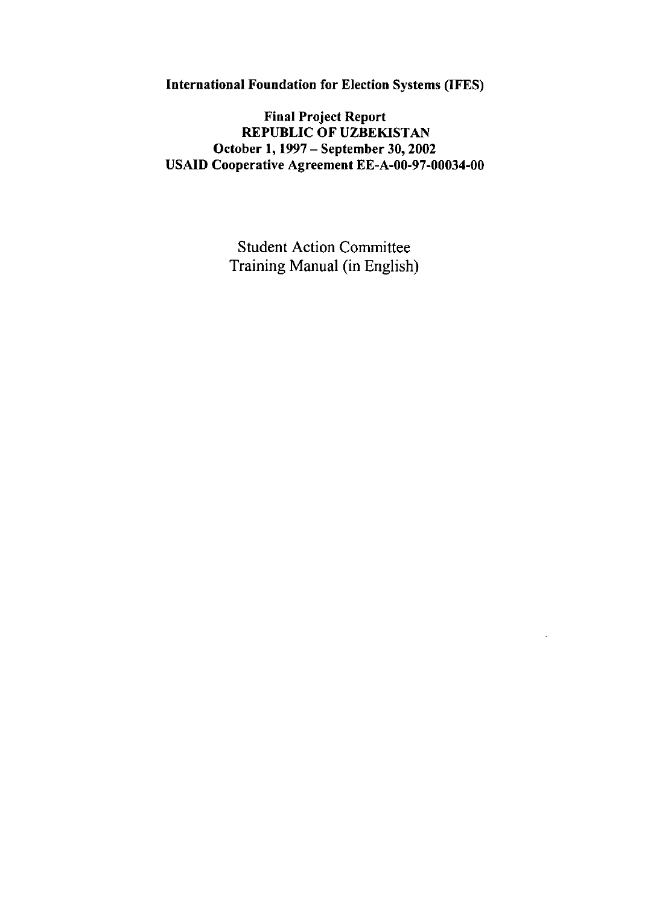**International Foundation for Election Systems (IFES)**

**Final Project Report**
**REPUBLIC OF UZBEKISTAN**
**October 1, 1997 – September 30, 2002**
**USAID Cooperative Agreement EE-A-00-97-00034-00**

Student Action Committee
Training Manual (in English)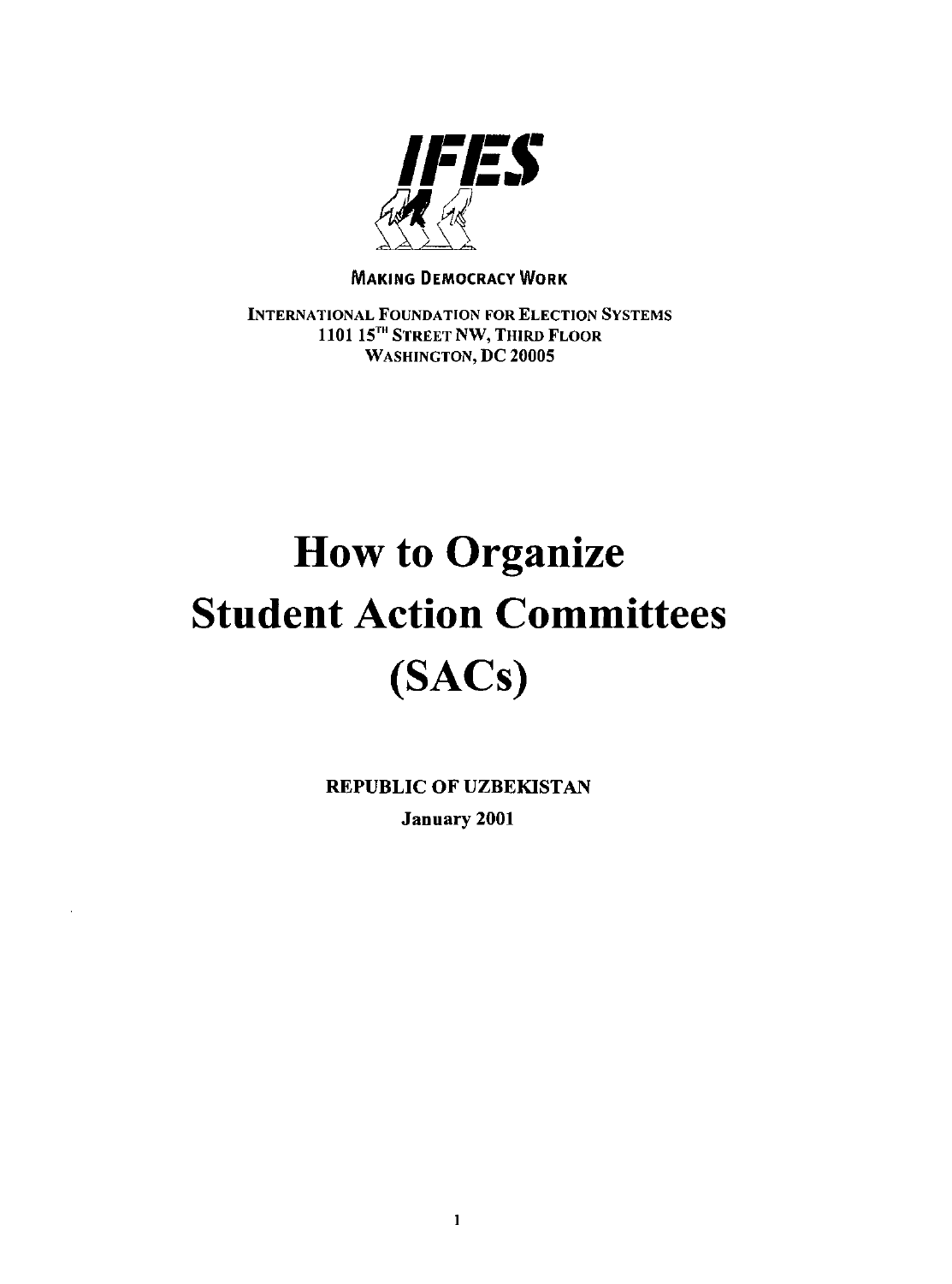IFES

MAKING DEMOCRACY WORK

INTERNATIONAL FOUNDATION FOR ELECTION SYSTEMS
1101 15TH STREET NW, THIRD FLOOR
WASHINGTON, DC 20005

# How to Organize Student Action Committees (SACs)

**REPUBLIC OF UZBEKISTAN**

**January 2001**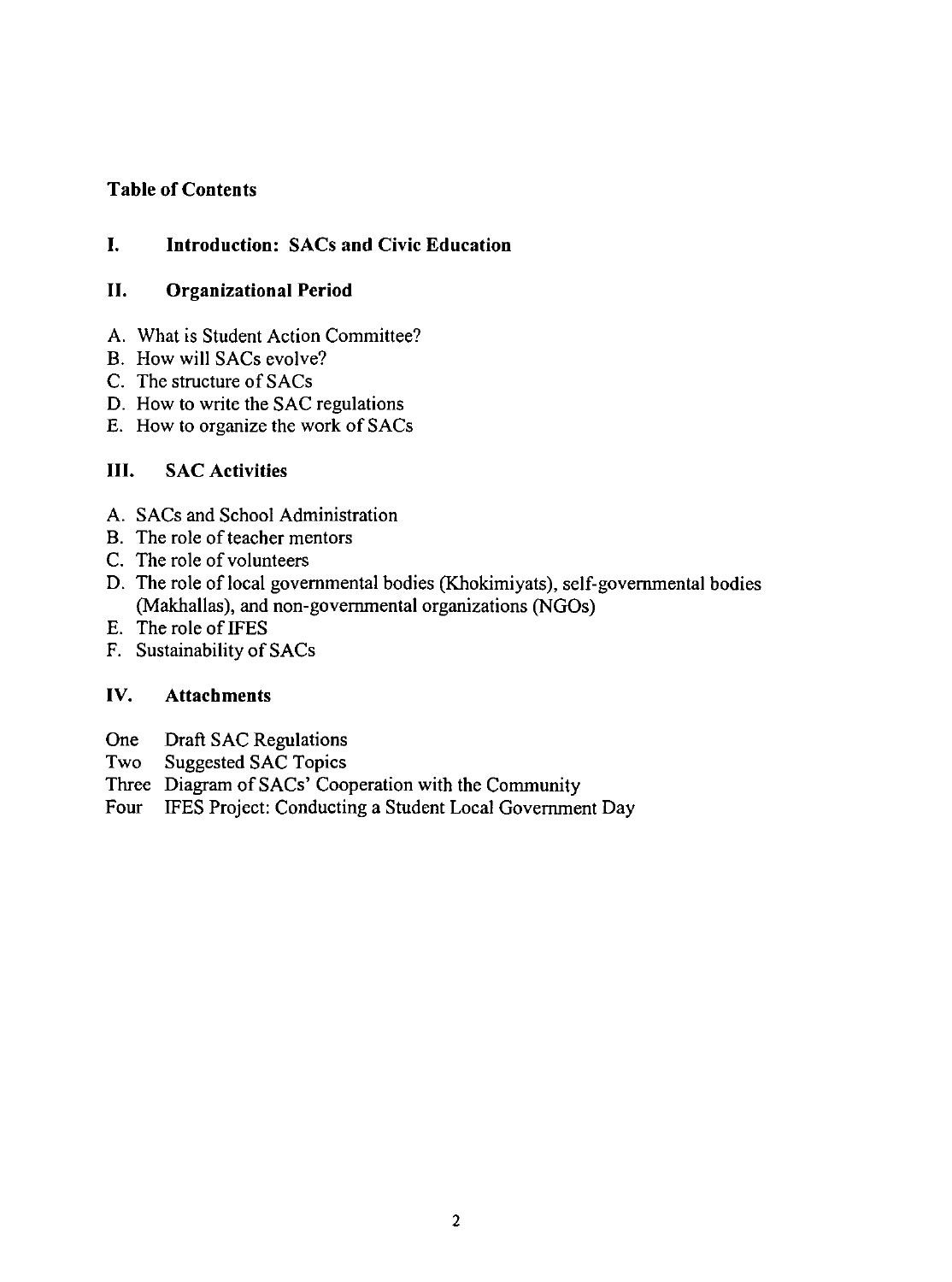**Table of Contents**

## I. Introduction: SACs and Civic Education

## II. Organizational Period

A. What is Student Action Committee?
B. How will SACs evolve?
C. The structure of SACs
D. How to write the SAC regulations
E. How to organize the work of SACs

## III. SAC Activities

A. SACs and School Administration
B. The role of teacher mentors
C. The role of volunteers
D. The role of local governmental bodies (Khokimiyats), self-governmental bodies (Makhallas), and non-governmental organizations (NGOs)
E. The role of IFES
F. Sustainability of SACs

## IV. Attachments

One Draft SAC Regulations
Two Suggested SAC Topics
Three Diagram of SACs' Cooperation with the Community
Four IFES Project: Conducting a Student Local Government Day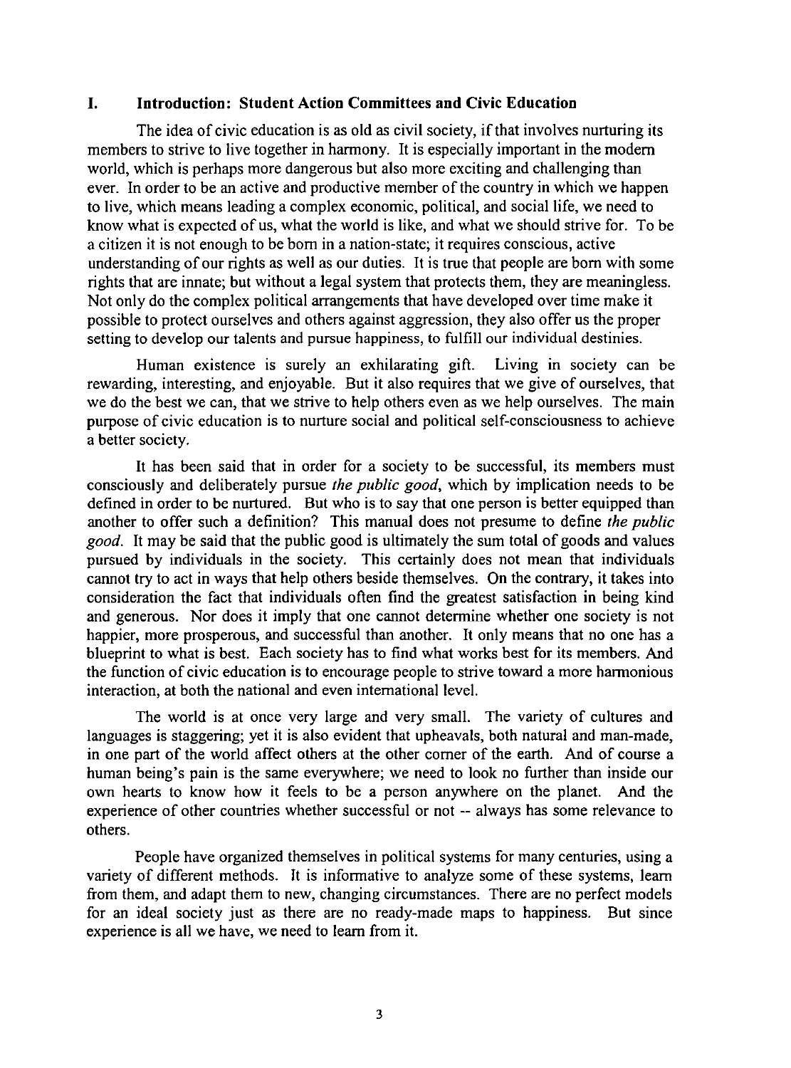## I. Introduction: Student Action Committees and Civic Education

The idea of civic education is as old as civil society, if that involves nurturing its members to strive to live together in harmony. It is especially important in the modern world, which is perhaps more dangerous but also more exciting and challenging than ever. In order to be an active and productive member of the country in which we happen to live, which means leading a complex economic, political, and social life, we need to know what is expected of us, what the world is like, and what we should strive for. To be a citizen it is not enough to be born in a nation-state; it requires conscious, active understanding of our rights as well as our duties. It is true that people are born with some rights that are innate; but without a legal system that protects them, they are meaningless. Not only do the complex political arrangements that have developed over time make it possible to protect ourselves and others against aggression, they also offer us the proper setting to develop our talents and pursue happiness, to fulfill our individual destinies.

Human existence is surely an exhilarating gift. Living in society can be rewarding, interesting, and enjoyable. But it also requires that we give of ourselves, that we do the best we can, that we strive to help others even as we help ourselves. The main purpose of civic education is to nurture social and political self-consciousness to achieve a better society.

It has been said that in order for a society to be successful, its members must consciously and deliberately pursue *the public good*, which by implication needs to be defined in order to be nurtured. But who is to say that one person is better equipped than another to offer such a definition? This manual does not presume to define *the public good*. It may be said that the public good is ultimately the sum total of goods and values pursued by individuals in the society. This certainly does not mean that individuals cannot try to act in ways that help others beside themselves. On the contrary, it takes into consideration the fact that individuals often find the greatest satisfaction in being kind and generous. Nor does it imply that one cannot determine whether one society is not happier, more prosperous, and successful than another. It only means that no one has a blueprint to what is best. Each society has to find what works best for its members. And the function of civic education is to encourage people to strive toward a more harmonious interaction, at both the national and even international level.

The world is at once very large and very small. The variety of cultures and languages is staggering; yet it is also evident that upheavals, both natural and man-made, in one part of the world affect others at the other corner of the earth. And of course a human being's pain is the same everywhere; we need to look no further than inside our own hearts to know how it feels to be a person anywhere on the planet. And the experience of other countries whether successful or not -- always has some relevance to others.

People have organized themselves in political systems for many centuries, using a variety of different methods. It is informative to analyze some of these systems, learn from them, and adapt them to new, changing circumstances. There are no perfect models for an ideal society just as there are no ready-made maps to happiness. But since experience is all we have, we need to learn from it.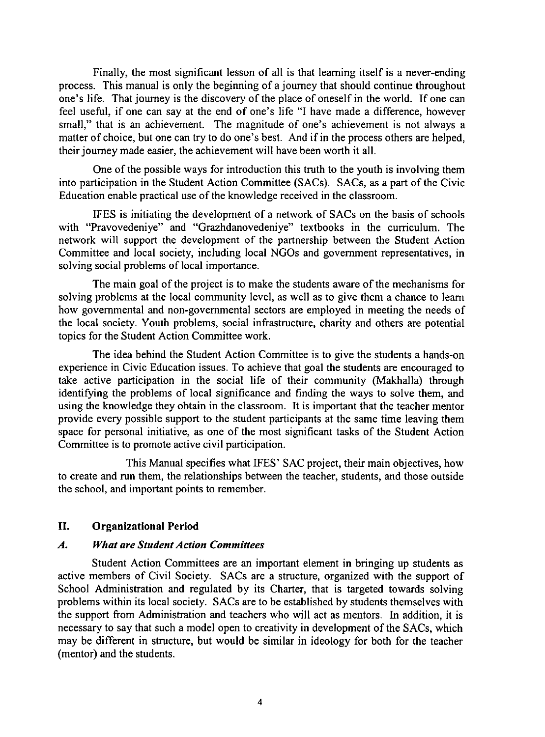Finally, the most significant lesson of all is that learning itself is a never-ending process. This manual is only the beginning of a journey that should continue throughout one's life. That journey is the discovery of the place of oneself in the world. If one can feel useful, if one can say at the end of one's life "I have made a difference, however small," that is an achievement. The magnitude of one's achievement is not always a matter of choice, but one can try to do one's best. And if in the process others are helped, their journey made easier, the achievement will have been worth it all.

One of the possible ways for introduction this truth to the youth is involving them into participation in the Student Action Committee (SACs). SACs, as a part of the Civic Education enable practical use of the knowledge received in the classroom.

IFES is initiating the development of a network of SACs on the basis of schools with "Pravovedeniye" and "Grazhdanovedeniye" textbooks in the curriculum. The network will support the development of the partnership between the Student Action Committee and local society, including local NGOs and government representatives, in solving social problems of local importance.

The main goal of the project is to make the students aware of the mechanisms for solving problems at the local community level, as well as to give them a chance to learn how governmental and non-governmental sectors are employed in meeting the needs of the local society. Youth problems, social infrastructure, charity and others are potential topics for the Student Action Committee work.

The idea behind the Student Action Committee is to give the students a hands-on experience in Civic Education issues. To achieve that goal the students are encouraged to take active participation in the social life of their community (Makhalla) through identifying the problems of local significance and finding the ways to solve them, and using the knowledge they obtain in the classroom. It is important that the teacher mentor provide every possible support to the student participants at the same time leaving them space for personal initiative, as one of the most significant tasks of the Student Action Committee is to promote active civil participation.

This Manual specifies what IFES' SAC project, their main objectives, how to create and run them, the relationships between the teacher, students, and those outside the school, and important points to remember.

## II. Organizational Period

### *A. What are Student Action Committees*

Student Action Committees are an important element in bringing up students as active members of Civil Society. SACs are a structure, organized with the support of School Administration and regulated by its Charter, that is targeted towards solving problems within its local society. SACs are to be established by students themselves with the support from Administration and teachers who will act as mentors. In addition, it is necessary to say that such a model open to creativity in development of the SACs, which may be different in structure, but would be similar in ideology for both for the teacher (mentor) and the students.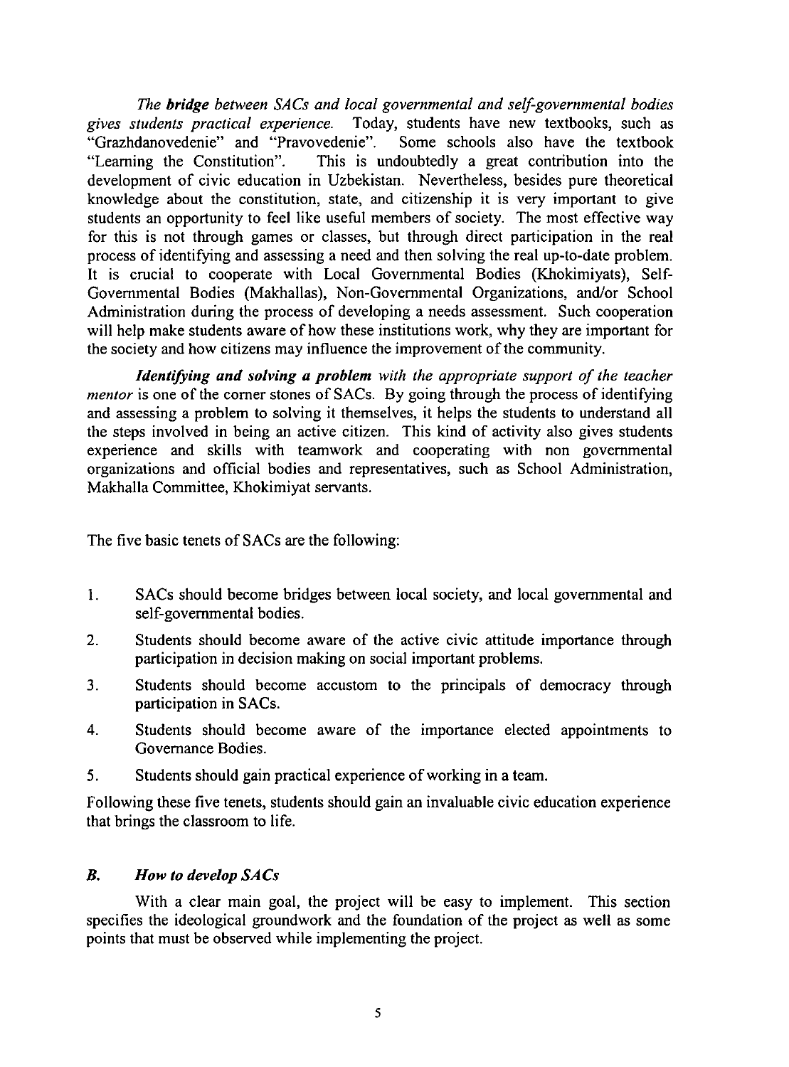*The **bridge** between SACs and local governmental and self-governmental bodies gives students practical experience.* Today, students have new textbooks, such as "Grazhdanovedenie" and "Pravovedenie". Some schools also have the textbook "Learning the Constitution". This is undoubtedly a great contribution into the development of civic education in Uzbekistan. Nevertheless, besides pure theoretical knowledge about the constitution, state, and citizenship it is very important to give students an opportunity to feel like useful members of society. The most effective way for this is not through games or classes, but through direct participation in the real process of identifying and assessing a need and then solving the real up-to-date problem. It is crucial to cooperate with Local Governmental Bodies (Khokimiyats), Self-Governmental Bodies (Makhallas), Non-Governmental Organizations, and/or School Administration during the process of developing a needs assessment. Such cooperation will help make students aware of how these institutions work, why they are important for the society and how citizens may influence the improvement of the community.

***Identifying and solving a problem** with the appropriate support of the teacher mentor* is one of the corner stones of SACs. By going through the process of identifying and assessing a problem to solving it themselves, it helps the students to understand all the steps involved in being an active citizen. This kind of activity also gives students experience and skills with teamwork and cooperating with non governmental organizations and official bodies and representatives, such as School Administration, Makhalla Committee, Khokimiyat servants.

The five basic tenets of SACs are the following:

1. SACs should become bridges between local society, and local governmental and self-governmental bodies.
2. Students should become aware of the active civic attitude importance through participation in decision making on social important problems.
3. Students should become accustom to the principals of democracy through participation in SACs.
4. Students should become aware of the importance elected appointments to Governance Bodies.
5. Students should gain practical experience of working in a team.

Following these five tenets, students should gain an invaluable civic education experience that brings the classroom to life.

### *B. How to develop SACs*

With a clear main goal, the project will be easy to implement. This section specifies the ideological groundwork and the foundation of the project as well as some points that must be observed while implementing the project.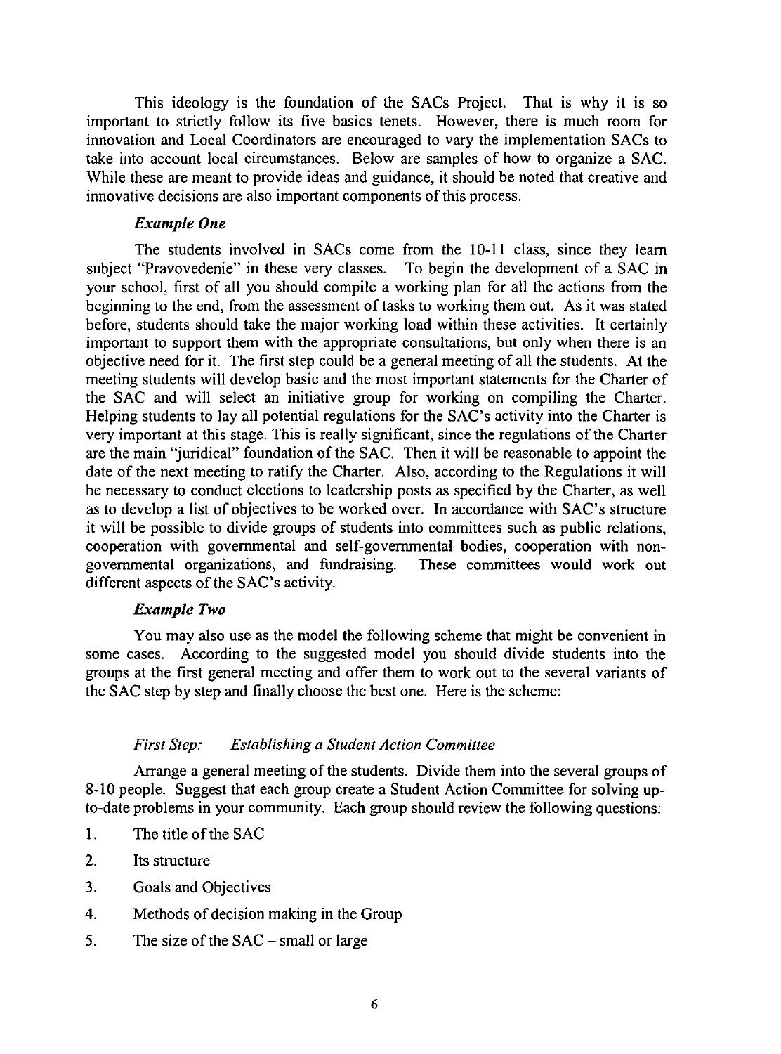This ideology is the foundation of the SACs Project. That is why it is so important to strictly follow its five basics tenets. However, there is much room for innovation and Local Coordinators are encouraged to vary the implementation SACs to take into account local circumstances. Below are samples of how to organize a SAC. While these are meant to provide ideas and guidance, it should be noted that creative and innovative decisions are also important components of this process.

### *Example One*

The students involved in SACs come from the 10-11 class, since they learn subject "Pravovedenie" in these very classes. To begin the development of a SAC in your school, first of all you should compile a working plan for all the actions from the beginning to the end, from the assessment of tasks to working them out. As it was stated before, students should take the major working load within these activities. It certainly important to support them with the appropriate consultations, but only when there is an objective need for it. The first step could be a general meeting of all the students. At the meeting students will develop basic and the most important statements for the Charter of the SAC and will select an initiative group for working on compiling the Charter. Helping students to lay all potential regulations for the SAC's activity into the Charter is very important at this stage. This is really significant, since the regulations of the Charter are the main "juridical" foundation of the SAC. Then it will be reasonable to appoint the date of the next meeting to ratify the Charter. Also, according to the Regulations it will be necessary to conduct elections to leadership posts as specified by the Charter, as well as to develop a list of objectives to be worked over. In accordance with SAC's structure it will be possible to divide groups of students into committees such as public relations, cooperation with governmental and self-governmental bodies, cooperation with non-governmental organizations, and fundraising. These committees would work out different aspects of the SAC's activity.

### *Example Two*

You may also use as the model the following scheme that might be convenient in some cases. According to the suggested model you should divide students into the groups at the first general meeting and offer them to work out to the several variants of the SAC step by step and finally choose the best one. Here is the scheme:

#### *First Step: Establishing a Student Action Committee*

Arrange a general meeting of the students. Divide them into the several groups of 8-10 people. Suggest that each group create a Student Action Committee for solving up-to-date problems in your community. Each group should review the following questions:

1. The title of the SAC
2. Its structure
3. Goals and Objectives
4. Methods of decision making in the Group
5. The size of the SAC – small or large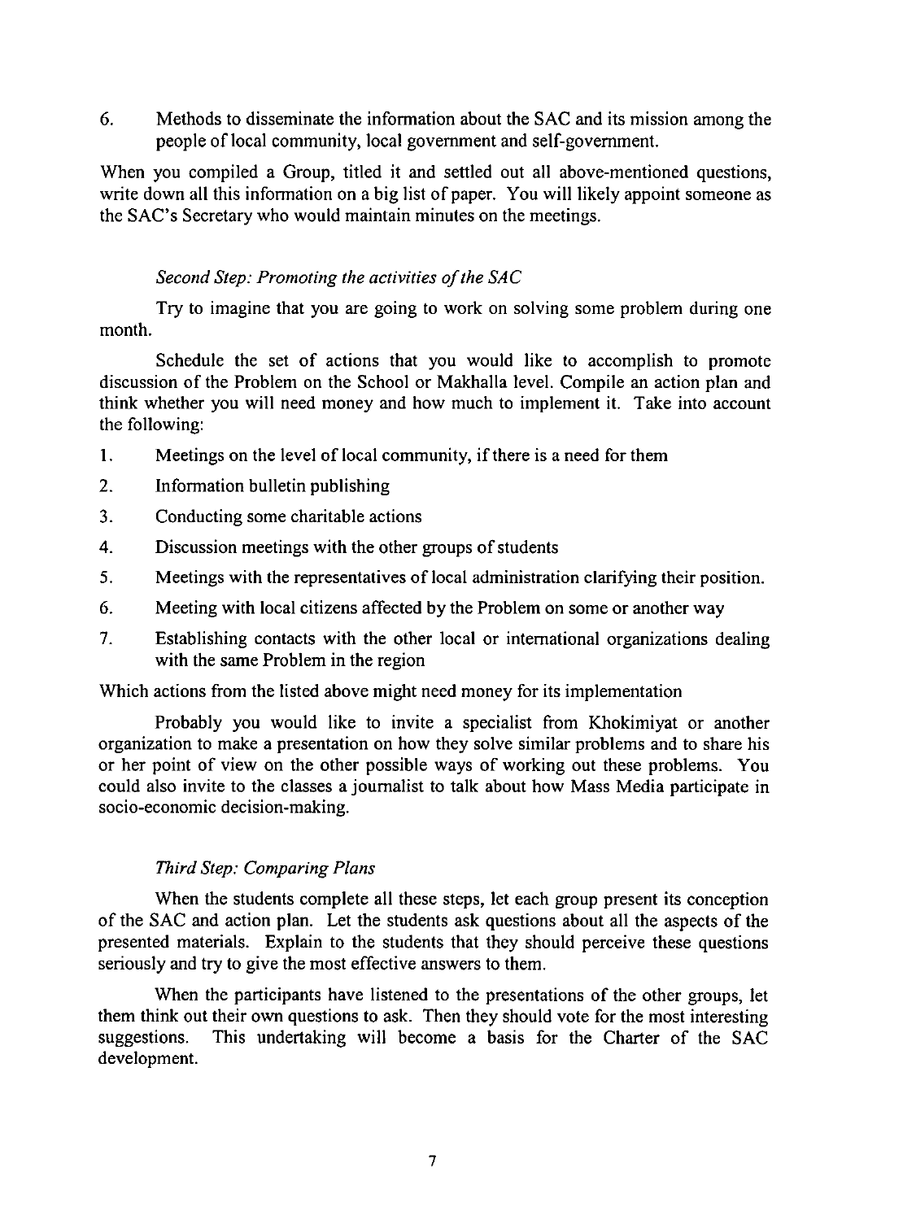6. Methods to disseminate the information about the SAC and its mission among the people of local community, local government and self-government.

When you compiled a Group, titled it and settled out all above-mentioned questions, write down all this information on a big list of paper. You will likely appoint someone as the SAC's Secretary who would maintain minutes on the meetings.

*Second Step: Promoting the activities of the SAC*

Try to imagine that you are going to work on solving some problem during one month.

Schedule the set of actions that you would like to accomplish to promote discussion of the Problem on the School or Makhalla level. Compile an action plan and think whether you will need money and how much to implement it. Take into account the following:

1. Meetings on the level of local community, if there is a need for them
2. Information bulletin publishing
3. Conducting some charitable actions
4. Discussion meetings with the other groups of students
5. Meetings with the representatives of local administration clarifying their position.
6. Meeting with local citizens affected by the Problem on some or another way
7. Establishing contacts with the other local or international organizations dealing with the same Problem in the region

Which actions from the listed above might need money for its implementation

Probably you would like to invite a specialist from Khokimiyat or another organization to make a presentation on how they solve similar problems and to share his or her point of view on the other possible ways of working out these problems. You could also invite to the classes a journalist to talk about how Mass Media participate in socio-economic decision-making.

*Third Step: Comparing Plans*

When the students complete all these steps, let each group present its conception of the SAC and action plan. Let the students ask questions about all the aspects of the presented materials. Explain to the students that they should perceive these questions seriously and try to give the most effective answers to them.

When the participants have listened to the presentations of the other groups, let them think out their own questions to ask. Then they should vote for the most interesting suggestions. This undertaking will become a basis for the Charter of the SAC development.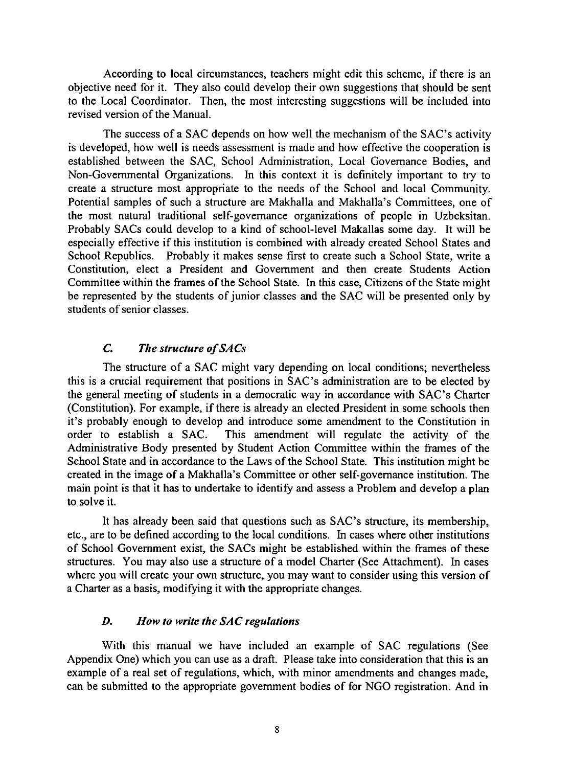According to local circumstances, teachers might edit this scheme, if there is an objective need for it. They also could develop their own suggestions that should be sent to the Local Coordinator. Then, the most interesting suggestions will be included into revised version of the Manual.

The success of a SAC depends on how well the mechanism of the SAC's activity is developed, how well is needs assessment is made and how effective the cooperation is established between the SAC, School Administration, Local Governance Bodies, and Non-Governmental Organizations. In this context it is definitely important to try to create a structure most appropriate to the needs of the School and local Community. Potential samples of such a structure are Makhalla and Makhalla's Committees, one of the most natural traditional self-governance organizations of people in Uzbeksitan. Probably SACs could develop to a kind of school-level Makallas some day. It will be especially effective if this institution is combined with already created School States and School Republics. Probably it makes sense first to create such a School State, write a Constitution, elect a President and Government and then create Students Action Committee within the frames of the School State. In this case, Citizens of the State might be represented by the students of junior classes and the SAC will be presented only by students of senior classes.

### *C. The structure of SACs*

The structure of a SAC might vary depending on local conditions; nevertheless this is a crucial requirement that positions in SAC's administration are to be elected by the general meeting of students in a democratic way in accordance with SAC's Charter (Constitution). For example, if there is already an elected President in some schools then it's probably enough to develop and introduce some amendment to the Constitution in order to establish a SAC. This amendment will regulate the activity of the Administrative Body presented by Student Action Committee within the frames of the School State and in accordance to the Laws of the School State. This institution might be created in the image of a Makhalla's Committee or other self-governance institution. The main point is that it has to undertake to identify and assess a Problem and develop a plan to solve it.

It has already been said that questions such as SAC's structure, its membership, etc., are to be defined according to the local conditions. In cases where other institutions of School Government exist, the SACs might be established within the frames of these structures. You may also use a structure of a model Charter (See Attachment). In cases where you will create your own structure, you may want to consider using this version of a Charter as a basis, modifying it with the appropriate changes.

### *D. How to write the SAC regulations*

With this manual we have included an example of SAC regulations (See Appendix One) which you can use as a draft. Please take into consideration that this is an example of a real set of regulations, which, with minor amendments and changes made, can be submitted to the appropriate government bodies of for NGO registration. And in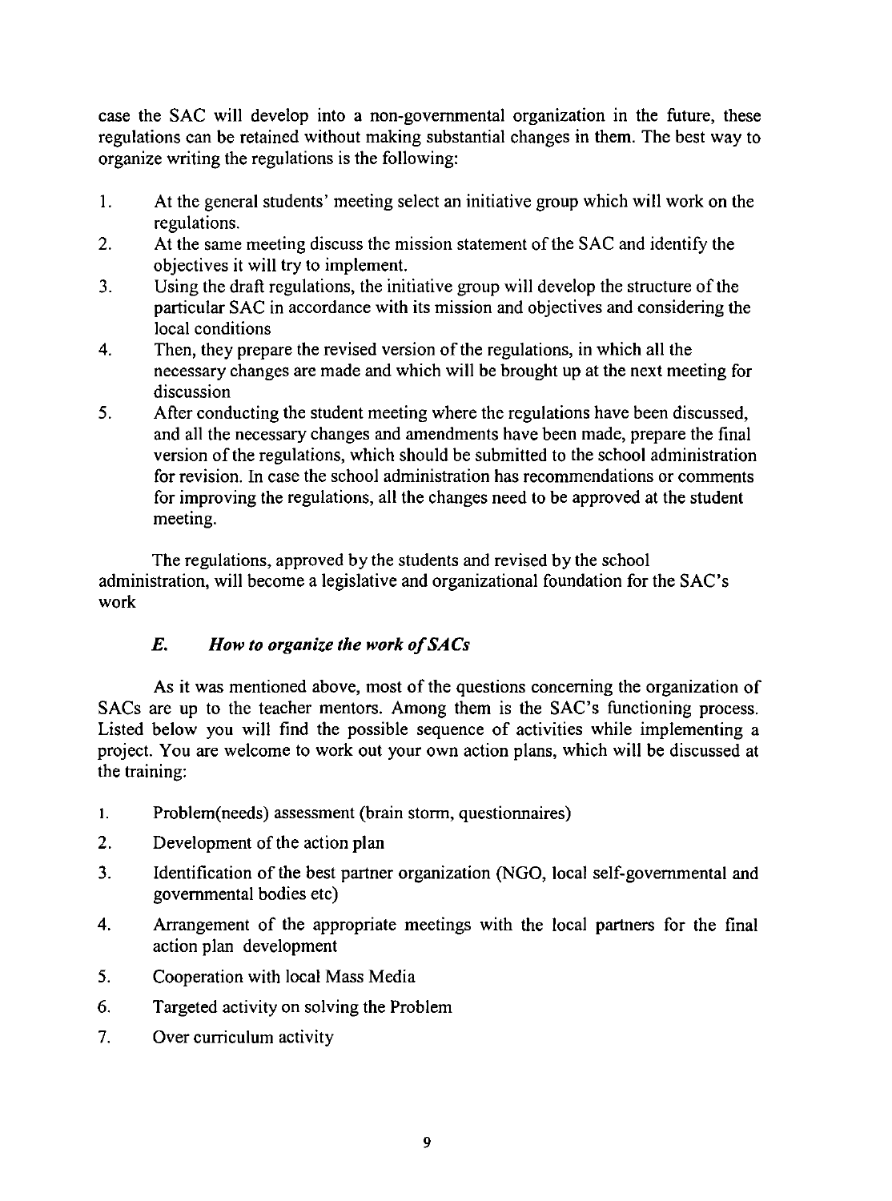case the SAC will develop into a non-governmental organization in the future, these regulations can be retained without making substantial changes in them. The best way to organize writing the regulations is the following:

1. At the general students' meeting select an initiative group which will work on the regulations.
2. At the same meeting discuss the mission statement of the SAC and identify the objectives it will try to implement.
3. Using the draft regulations, the initiative group will develop the structure of the particular SAC in accordance with its mission and objectives and considering the local conditions
4. Then, they prepare the revised version of the regulations, in which all the necessary changes are made and which will be brought up at the next meeting for discussion
5. After conducting the student meeting where the regulations have been discussed, and all the necessary changes and amendments have been made, prepare the final version of the regulations, which should be submitted to the school administration for revision. In case the school administration has recommendations or comments for improving the regulations, all the changes need to be approved at the student meeting.

The regulations, approved by the students and revised by the school administration, will become a legislative and organizational foundation for the SAC's work

### *E. How to organize the work of SACs*

As it was mentioned above, most of the questions concerning the organization of SACs are up to the teacher mentors. Among them is the SAC's functioning process. Listed below you will find the possible sequence of activities while implementing a project. You are welcome to work out your own action plans, which will be discussed at the training:

1. Problem(needs) assessment (brain storm, questionnaires)
2. Development of the action plan
3. Identification of the best partner organization (NGO, local self-governmental and governmental bodies etc)
4. Arrangement of the appropriate meetings with the local partners for the final action plan development
5. Cooperation with local Mass Media
6. Targeted activity on solving the Problem
7. Over curriculum activity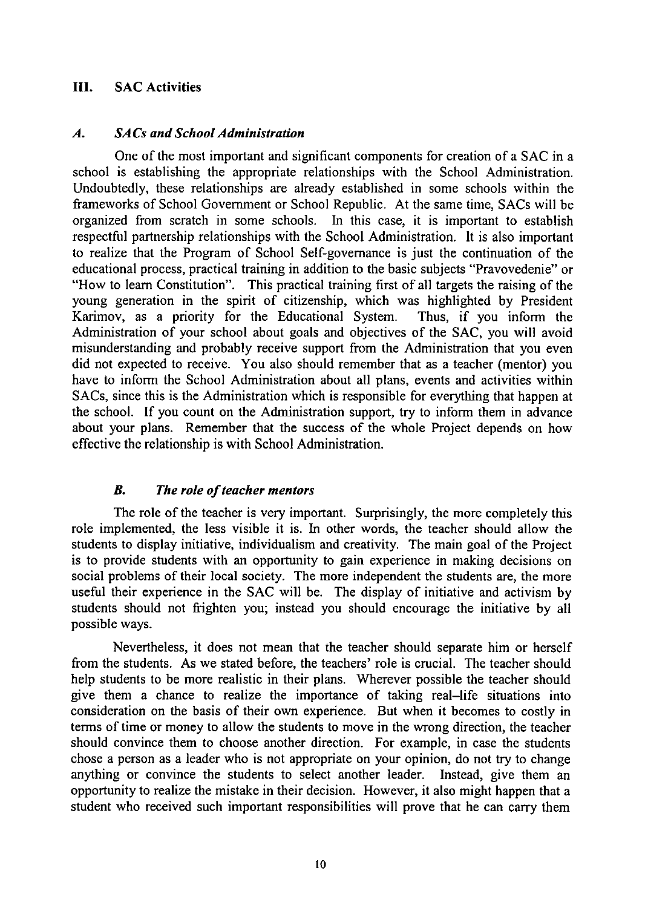## III. SAC Activities

### *A. SACs and School Administration*

One of the most important and significant components for creation of a SAC in a school is establishing the appropriate relationships with the School Administration. Undoubtedly, these relationships are already established in some schools within the frameworks of School Government or School Republic. At the same time, SACs will be organized from scratch in some schools. In this case, it is important to establish respectful partnership relationships with the School Administration. It is also important to realize that the Program of School Self-governance is just the continuation of the educational process, practical training in addition to the basic subjects "Pravovedenie" or "How to learn Constitution". This practical training first of all targets the raising of the young generation in the spirit of citizenship, which was highlighted by President Karimov, as a priority for the Educational System. Thus, if you inform the Administration of your school about goals and objectives of the SAC, you will avoid misunderstanding and probably receive support from the Administration that you even did not expected to receive. You also should remember that as a teacher (mentor) you have to inform the School Administration about all plans, events and activities within SACs, since this is the Administration which is responsible for everything that happen at the school. If you count on the Administration support, try to inform them in advance about your plans. Remember that the success of the whole Project depends on how effective the relationship is with School Administration.

### *B. The role of teacher mentors*

The role of the teacher is very important. Surprisingly, the more completely this role implemented, the less visible it is. In other words, the teacher should allow the students to display initiative, individualism and creativity. The main goal of the Project is to provide students with an opportunity to gain experience in making decisions on social problems of their local society. The more independent the students are, the more useful their experience in the SAC will be. The display of initiative and activism by students should not frighten you; instead you should encourage the initiative by all possible ways.

Nevertheless, it does not mean that the teacher should separate him or herself from the students. As we stated before, the teachers' role is crucial. The teacher should help students to be more realistic in their plans. Wherever possible the teacher should give them a chance to realize the importance of taking real–life situations into consideration on the basis of their own experience. But when it becomes to costly in terms of time or money to allow the students to move in the wrong direction, the teacher should convince them to choose another direction. For example, in case the students chose a person as a leader who is not appropriate on your opinion, do not try to change anything or convince the students to select another leader. Instead, give them an opportunity to realize the mistake in their decision. However, it also might happen that a student who received such important responsibilities will prove that he can carry them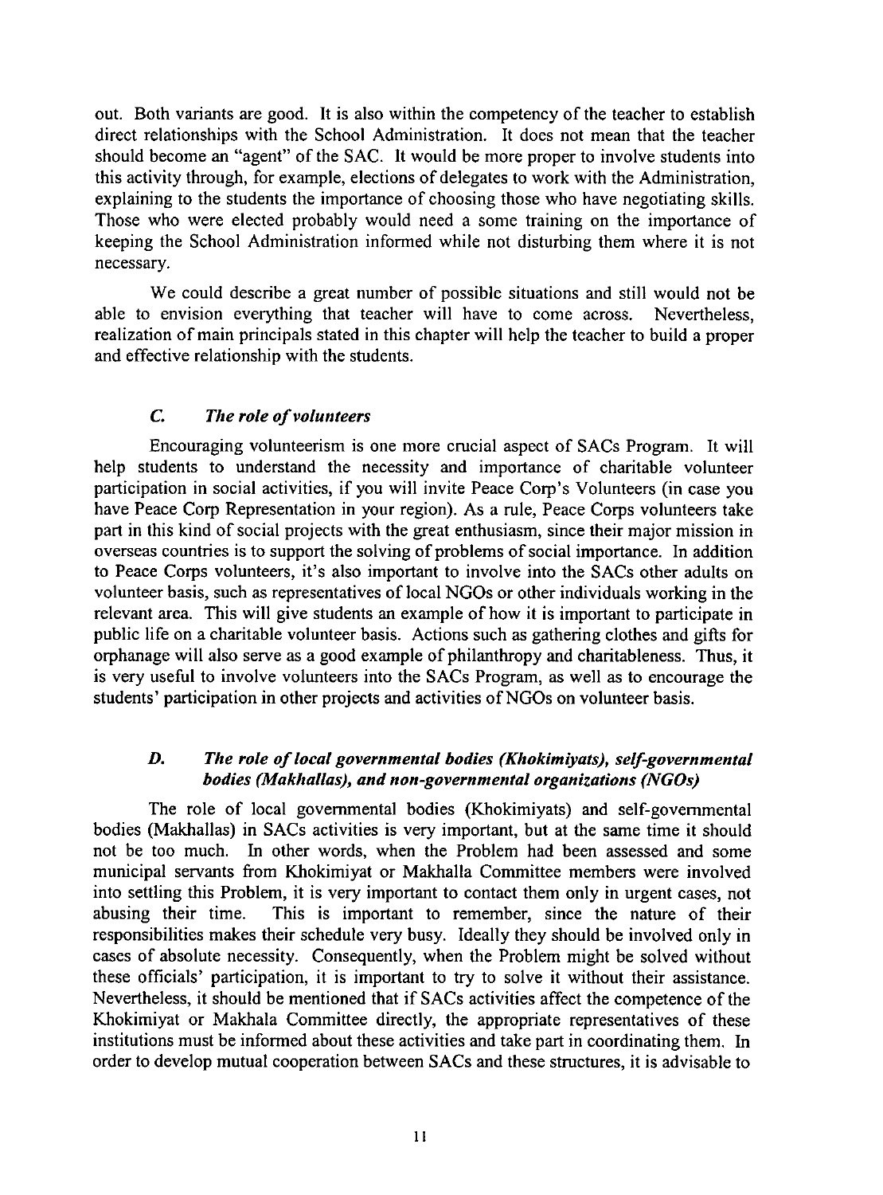out. Both variants are good. It is also within the competency of the teacher to establish direct relationships with the School Administration. It does not mean that the teacher should become an "agent" of the SAC. It would be more proper to involve students into this activity through, for example, elections of delegates to work with the Administration, explaining to the students the importance of choosing those who have negotiating skills. Those who were elected probably would need a some training on the importance of keeping the School Administration informed while not disturbing them where it is not necessary.

We could describe a great number of possible situations and still would not be able to envision everything that teacher will have to come across. Nevertheless, realization of main principals stated in this chapter will help the teacher to build a proper and effective relationship with the students.

### *C. The role of volunteers*

Encouraging volunteerism is one more crucial aspect of SACs Program. It will help students to understand the necessity and importance of charitable volunteer participation in social activities, if you will invite Peace Corp's Volunteers (in case you have Peace Corp Representation in your region). As a rule, Peace Corps volunteers take part in this kind of social projects with the great enthusiasm, since their major mission in overseas countries is to support the solving of problems of social importance. In addition to Peace Corps volunteers, it's also important to involve into the SACs other adults on volunteer basis, such as representatives of local NGOs or other individuals working in the relevant area. This will give students an example of how it is important to participate in public life on a charitable volunteer basis. Actions such as gathering clothes and gifts for orphanage will also serve as a good example of philanthropy and charitableness. Thus, it is very useful to involve volunteers into the SACs Program, as well as to encourage the students' participation in other projects and activities of NGOs on volunteer basis.

### *D. The role of local governmental bodies (Khokimiyats), self-governmental bodies (Makhallas), and non-governmental organizations (NGOs)*

The role of local governmental bodies (Khokimiyats) and self-governmental bodies (Makhallas) in SACs activities is very important, but at the same time it should not be too much. In other words, when the Problem had been assessed and some municipal servants from Khokimiyat or Makhalla Committee members were involved into settling this Problem, it is very important to contact them only in urgent cases, not abusing their time. This is important to remember, since the nature of their responsibilities makes their schedule very busy. Ideally they should be involved only in cases of absolute necessity. Consequently, when the Problem might be solved without these officials' participation, it is important to try to solve it without their assistance. Nevertheless, it should be mentioned that if SACs activities affect the competence of the Khokimiyat or Makhala Committee directly, the appropriate representatives of these institutions must be informed about these activities and take part in coordinating them. In order to develop mutual cooperation between SACs and these structures, it is advisable to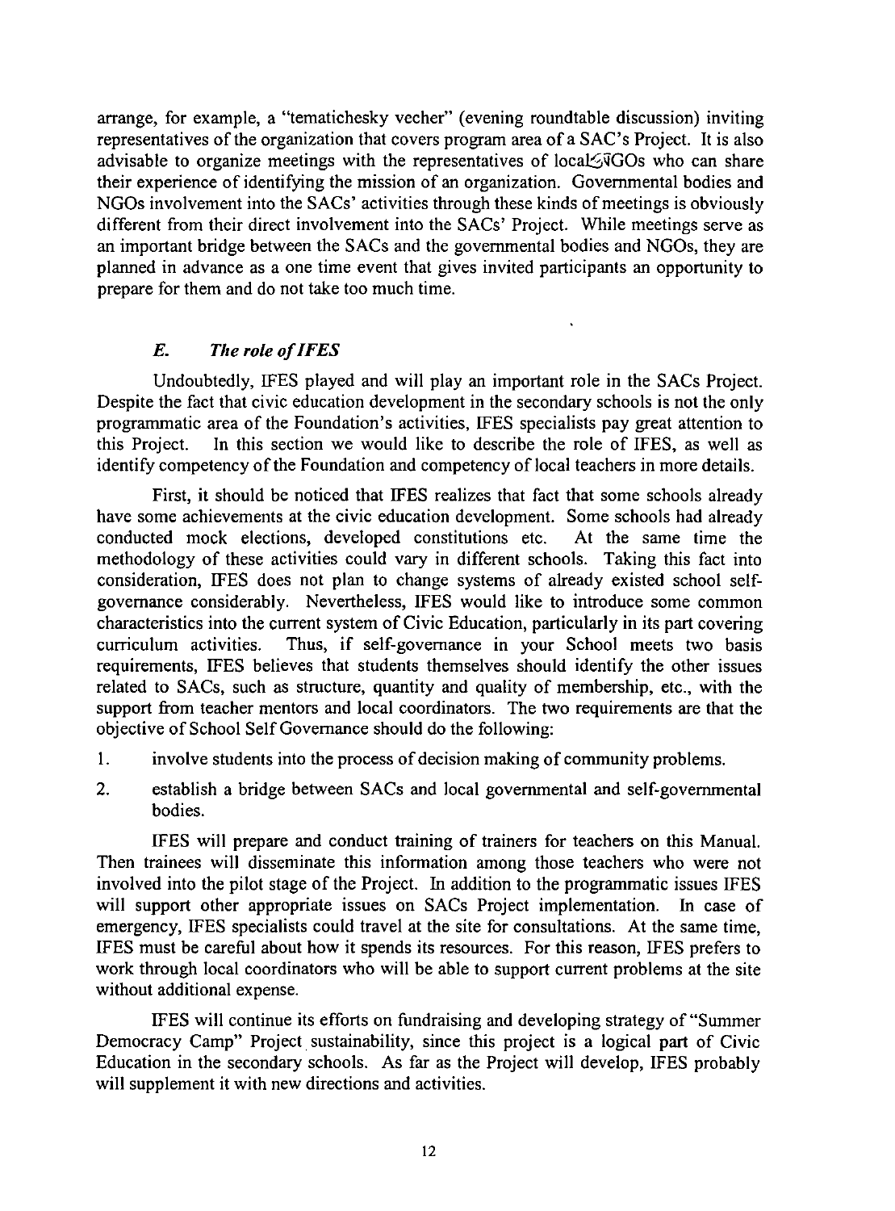arrange, for example, a "tematichesky vecher" (evening roundtable discussion) inviting representatives of the organization that covers program area of a SAC's Project. It is also advisable to organize meetings with the representatives of local NGOs who can share their experience of identifying the mission of an organization. Governmental bodies and NGOs involvement into the SACs' activities through these kinds of meetings is obviously different from their direct involvement into the SACs' Project. While meetings serve as an important bridge between the SACs and the governmental bodies and NGOs, they are planned in advance as a one time event that gives invited participants an opportunity to prepare for them and do not take too much time.

### *E. The role of IFES*

Undoubtedly, IFES played and will play an important role in the SACs Project. Despite the fact that civic education development in the secondary schools is not the only programmatic area of the Foundation's activities, IFES specialists pay great attention to this Project. In this section we would like to describe the role of IFES, as well as identify competency of the Foundation and competency of local teachers in more details.

First, it should be noticed that IFES realizes that fact that some schools already have some achievements at the civic education development. Some schools had already conducted mock elections, developed constitutions etc. At the same time the methodology of these activities could vary in different schools. Taking this fact into consideration, IFES does not plan to change systems of already existed school self-governance considerably. Nevertheless, IFES would like to introduce some common characteristics into the current system of Civic Education, particularly in its part covering curriculum activities. Thus, if self-governance in your School meets two basis requirements, IFES believes that students themselves should identify the other issues related to SACs, such as structure, quantity and quality of membership, etc., with the support from teacher mentors and local coordinators. The two requirements are that the objective of School Self Governance should do the following:

1. involve students into the process of decision making of community problems.
2. establish a bridge between SACs and local governmental and self-governmental bodies.

IFES will prepare and conduct training of trainers for teachers on this Manual. Then trainees will disseminate this information among those teachers who were not involved into the pilot stage of the Project. In addition to the programmatic issues IFES will support other appropriate issues on SACs Project implementation. In case of emergency, IFES specialists could travel at the site for consultations. At the same time, IFES must be careful about how it spends its resources. For this reason, IFES prefers to work through local coordinators who will be able to support current problems at the site without additional expense.

IFES will continue its efforts on fundraising and developing strategy of "Summer Democracy Camp" Project sustainability, since this project is a logical part of Civic Education in the secondary schools. As far as the Project will develop, IFES probably will supplement it with new directions and activities.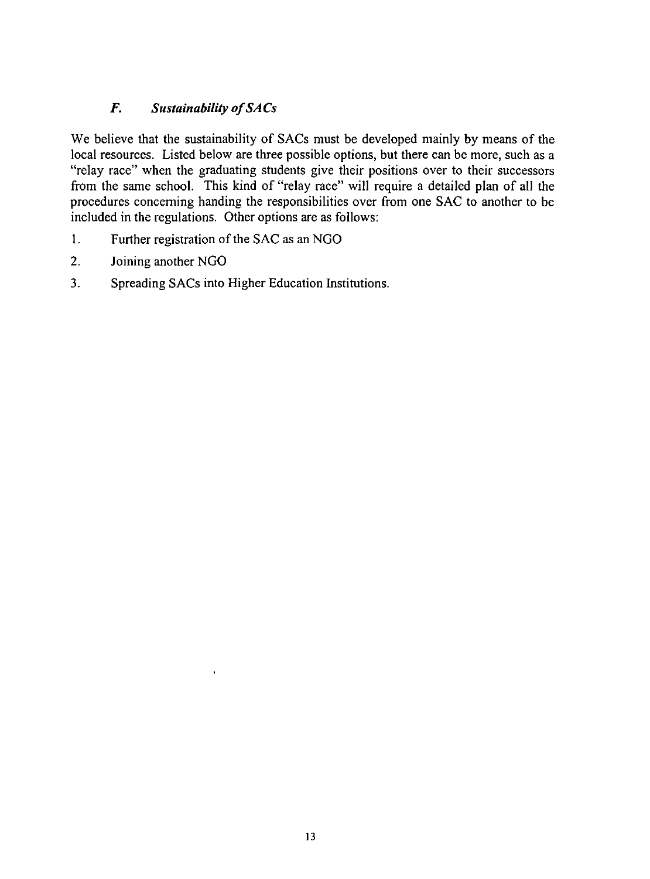### *F. Sustainability of SACs*

We believe that the sustainability of SACs must be developed mainly by means of the local resources. Listed below are three possible options, but there can be more, such as a "relay race" when the graduating students give their positions over to their successors from the same school. This kind of "relay race" will require a detailed plan of all the procedures concerning handing the responsibilities over from one SAC to another to be included in the regulations. Other options are as follows:

1. Further registration of the SAC as an NGO
2. Joining another NGO
3. Spreading SACs into Higher Education Institutions.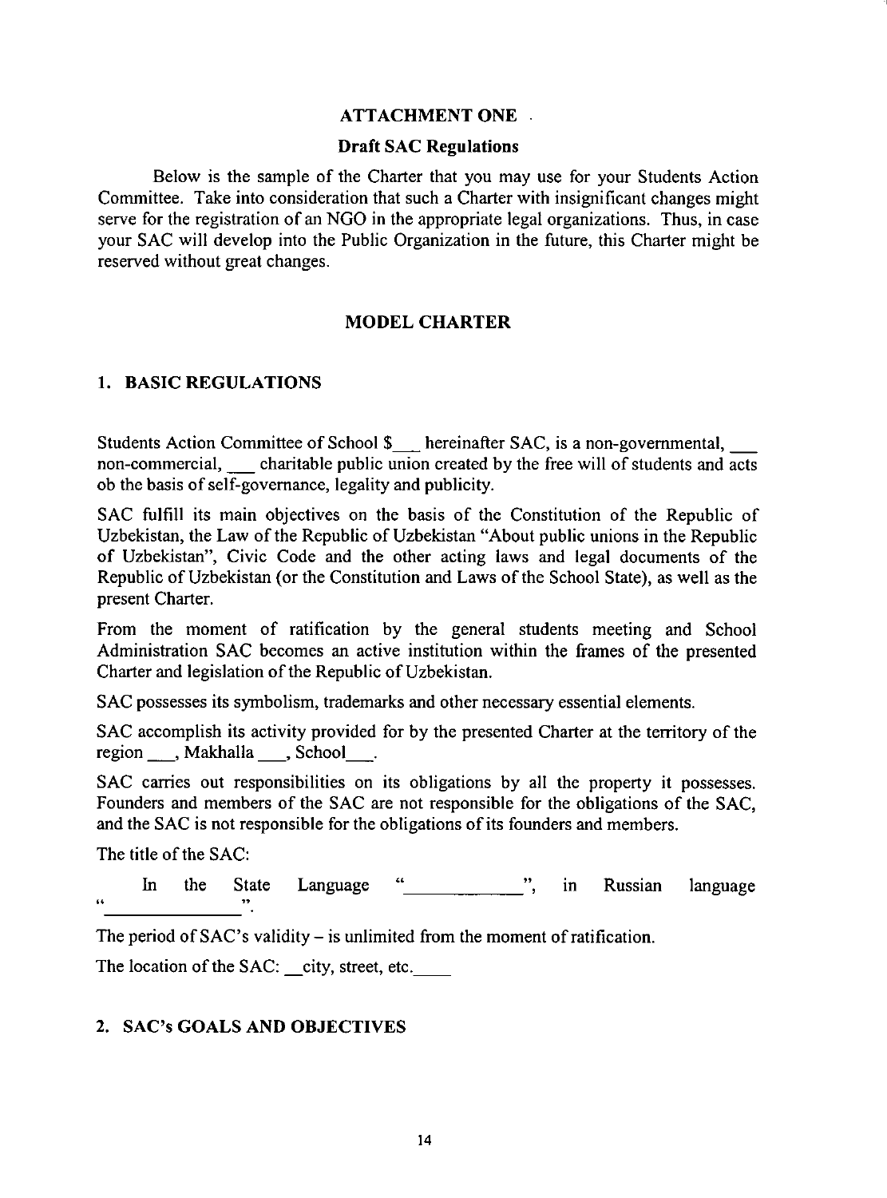## ATTACHMENT ONE .

### Draft SAC Regulations

Below is the sample of the Charter that you may use for your Students Action Committee. Take into consideration that such a Charter with insignificant changes might serve for the registration of an NGO in the appropriate legal organizations. Thus, in case your SAC will develop into the Public Organization in the future, this Charter might be reserved without great changes.

## MODEL CHARTER

### 1. BASIC REGULATIONS

Students Action Committee of School $___ hereinafter SAC, is a non-governmental, ___ non-commercial, ___ charitable public union created by the free will of students and acts ob the basis of self-governance, legality and publicity.

SAC fulfill its main objectives on the basis of the Constitution of the Republic of Uzbekistan, the Law of the Republic of Uzbekistan "About public unions in the Republic of Uzbekistan", Civic Code and the other acting laws and legal documents of the Republic of Uzbekistan (or the Constitution and Laws of the School State), as well as the present Charter.

From the moment of ratification by the general students meeting and School Administration SAC becomes an active institution within the frames of the presented Charter and legislation of the Republic of Uzbekistan.

SAC possesses its symbolism, trademarks and other necessary essential elements.

SAC accomplish its activity provided for by the presented Charter at the territory of the region ___, Makhalla ___, School___.

SAC carries out responsibilities on its obligations by all the property it possesses. Founders and members of the SAC are not responsible for the obligations of the SAC, and the SAC is not responsible for the obligations of its founders and members.

The title of the SAC:

In the State Language "____________", in Russian language "______________".

The period of SAC's validity – is unlimited from the moment of ratification.

The location of the SAC: __city, street, etc.____

### 2. SAC's GOALS AND OBJECTIVES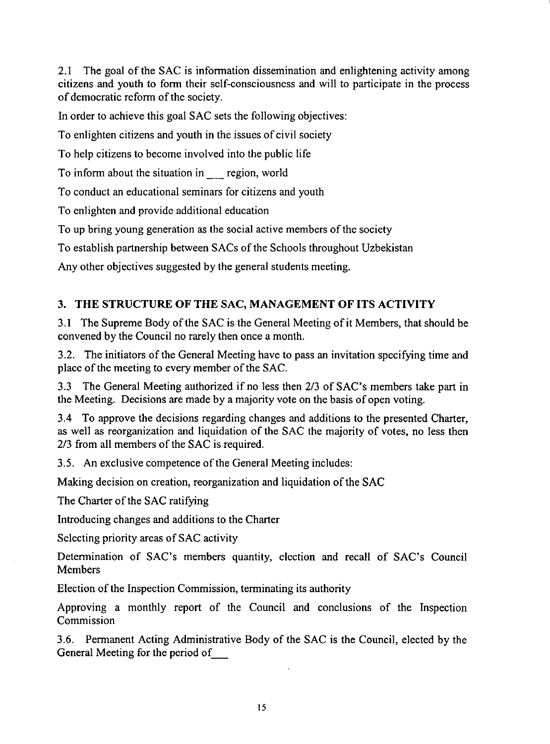2.1 The goal of the SAC is information dissemination and enlightening activity among citizens and youth to form their self-consciousness and will to participate in the process of democratic reform of the society.

In order to achieve this goal SAC sets the following objectives:

To enlighten citizens and youth in the issues of civil society

To help citizens to become involved into the public life

To inform about the situation in ___ region, world

To conduct an educational seminars for citizens and youth

To enlighten and provide additional education

To up bring young generation as the social active members of the society

To establish partnership between SACs of the Schools throughout Uzbekistan

Any other objectives suggested by the general students meeting.

### 3. THE STRUCTURE OF THE SAC, MANAGEMENT OF ITS ACTIVITY

3.1 The Supreme Body of the SAC is the General Meeting of it Members, that should be convened by the Council no rarely then once a month.

3.2. The initiators of the General Meeting have to pass an invitation specifying time and place of the meeting to every member of the SAC.

3.3 The General Meeting authorized if no less then 2/3 of SAC's members take part in the Meeting. Decisions are made by a majority vote on the basis of open voting.

3.4 To approve the decisions regarding changes and additions to the presented Charter, as well as reorganization and liquidation of the SAC the majority of votes, no less then 2/3 from all members of the SAC is required.

3.5. An exclusive competence of the General Meeting includes:

Making decision on creation, reorganization and liquidation of the SAC

The Charter of the SAC ratifying

Introducing changes and additions to the Charter

Selecting priority areas of SAC activity

Determination of SAC's members quantity, election and recall of SAC's Council Members

Election of the Inspection Commission, terminating its authority

Approving a monthly report of the Council and conclusions of the Inspection Commission

3.6. Permanent Acting Administrative Body of the SAC is the Council, elected by the General Meeting for the period of___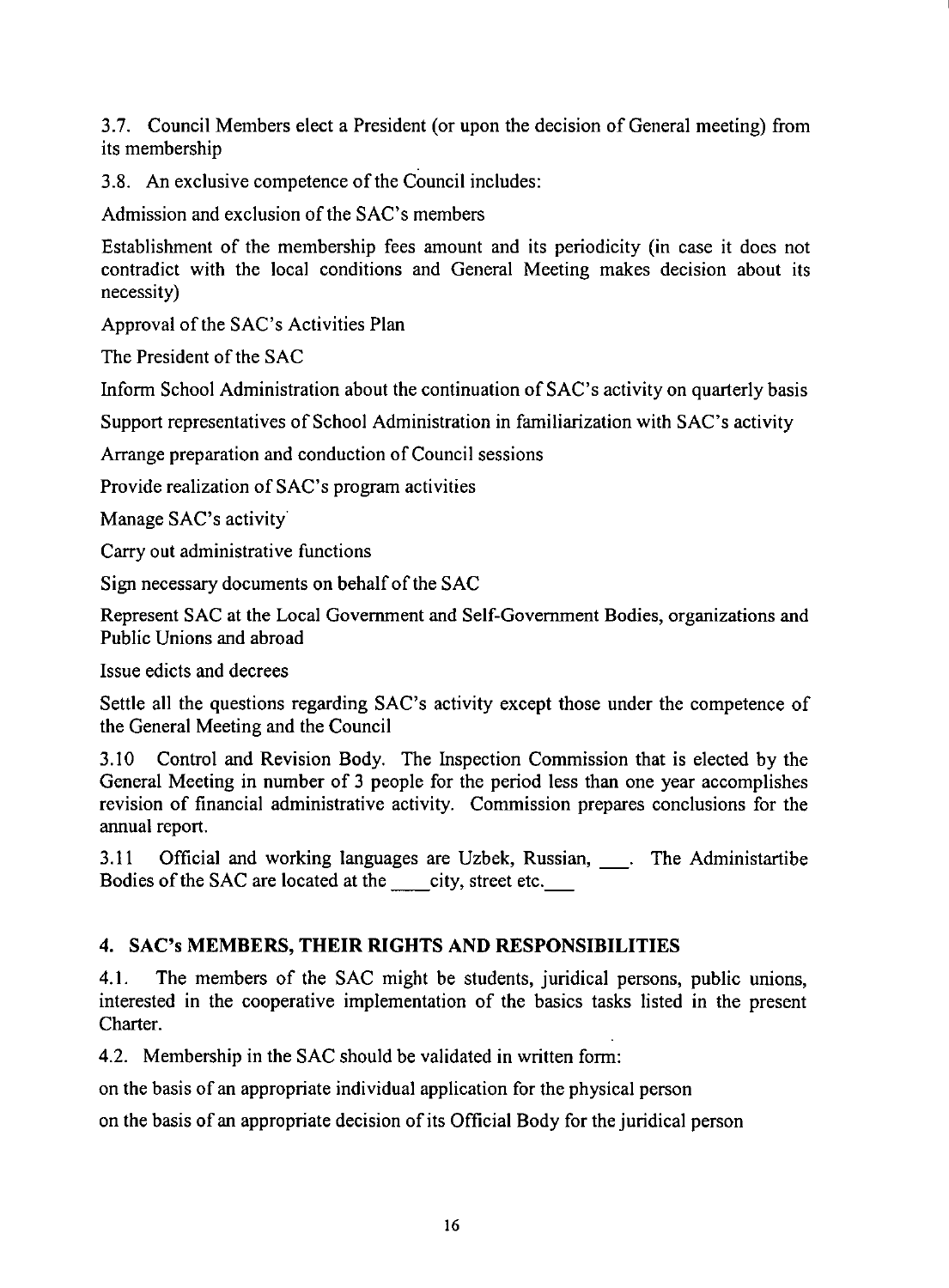3.7. Council Members elect a President (or upon the decision of General meeting) from its membership

3.8. An exclusive competence of the Council includes:

Admission and exclusion of the SAC's members

Establishment of the membership fees amount and its periodicity (in case it does not contradict with the local conditions and General Meeting makes decision about its necessity)

Approval of the SAC's Activities Plan

The President of the SAC

Inform School Administration about the continuation of SAC's activity on quarterly basis

Support representatives of School Administration in familiarization with SAC's activity

Arrange preparation and conduction of Council sessions

Provide realization of SAC's program activities

Manage SAC's activity

Carry out administrative functions

Sign necessary documents on behalf of the SAC

Represent SAC at the Local Government and Self-Government Bodies, organizations and Public Unions and abroad

Issue edicts and decrees

Settle all the questions regarding SAC's activity except those under the competence of the General Meeting and the Council

3.10 Control and Revision Body. The Inspection Commission that is elected by the General Meeting in number of 3 people for the period less than one year accomplishes revision of financial administrative activity. Commission prepares conclusions for the annual report.

3.11 Official and working languages are Uzbek, Russian, ___. The Administartibe Bodies of the SAC are located at the ____city, street etc.___

## 4. SAC's MEMBERS, THEIR RIGHTS AND RESPONSIBILITIES

4.1. The members of the SAC might be students, juridical persons, public unions, interested in the cooperative implementation of the basics tasks listed in the present Charter.

4.2. Membership in the SAC should be validated in written form:

on the basis of an appropriate individual application for the physical person

on the basis of an appropriate decision of its Official Body for the juridical person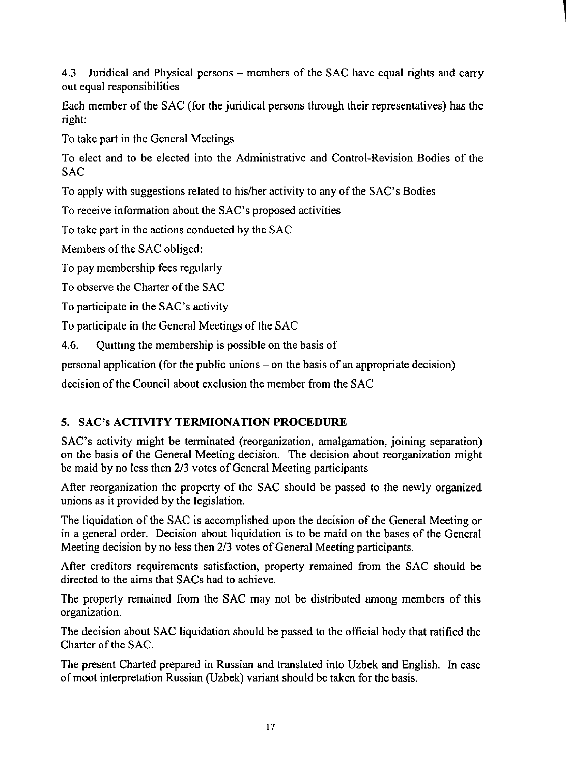4.3 Juridical and Physical persons – members of the SAC have equal rights and carry out equal responsibilities

Each member of the SAC (for the juridical persons through their representatives) has the right:

To take part in the General Meetings

To elect and to be elected into the Administrative and Control-Revision Bodies of the SAC

To apply with suggestions related to his/her activity to any of the SAC's Bodies

To receive information about the SAC's proposed activities

To take part in the actions conducted by the SAC

Members of the SAC obliged:

To pay membership fees regularly

To observe the Charter of the SAC

To participate in the SAC's activity

To participate in the General Meetings of the SAC

4.6. Quitting the membership is possible on the basis of

personal application (for the public unions – on the basis of an appropriate decision)

decision of the Council about exclusion the member from the SAC

## 5. SAC's ACTIVITY TERMIONATION PROCEDURE

SAC's activity might be terminated (reorganization, amalgamation, joining separation) on the basis of the General Meeting decision. The decision about reorganization might be maid by no less then 2/3 votes of General Meeting participants

After reorganization the property of the SAC should be passed to the newly organized unions as it provided by the legislation.

The liquidation of the SAC is accomplished upon the decision of the General Meeting or in a general order. Decision about liquidation is to be maid on the bases of the General Meeting decision by no less then 2/3 votes of General Meeting participants.

After creditors requirements satisfaction, property remained from the SAC should be directed to the aims that SACs had to achieve.

The property remained from the SAC may not be distributed among members of this organization.

The decision about SAC liquidation should be passed to the official body that ratified the Charter of the SAC.

The present Charted prepared in Russian and translated into Uzbek and English. In case of moot interpretation Russian (Uzbek) variant should be taken for the basis.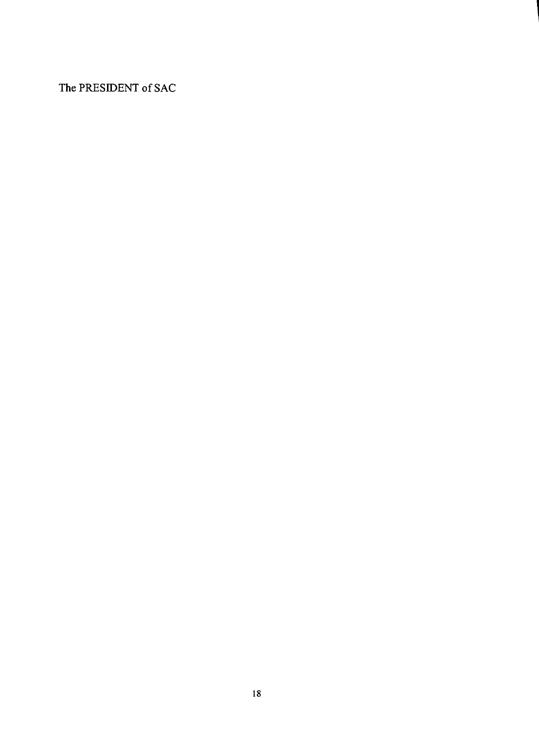The PRESIDENT of SAC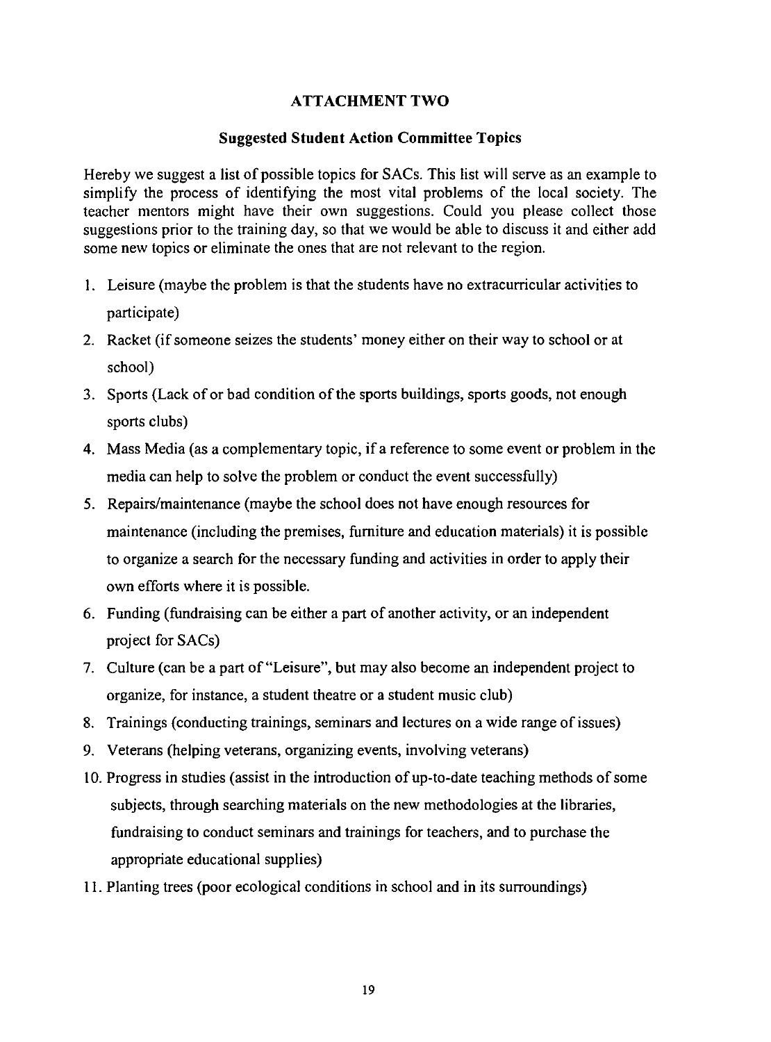## ATTACHMENT TWO

### Suggested Student Action Committee Topics

Hereby we suggest a list of possible topics for SACs. This list will serve as an example to simplify the process of identifying the most vital problems of the local society. The teacher mentors might have their own suggestions. Could you please collect those suggestions prior to the training day, so that we would be able to discuss it and either add some new topics or eliminate the ones that are not relevant to the region.

1. Leisure (maybe the problem is that the students have no extracurricular activities to participate)
2. Racket (if someone seizes the students' money either on their way to school or at school)
3. Sports (Lack of or bad condition of the sports buildings, sports goods, not enough sports clubs)
4. Mass Media (as a complementary topic, if a reference to some event or problem in the media can help to solve the problem or conduct the event successfully)
5. Repairs/maintenance (maybe the school does not have enough resources for maintenance (including the premises, furniture and education materials) it is possible to organize a search for the necessary funding and activities in order to apply their own efforts where it is possible.
6. Funding (fundraising can be either a part of another activity, or an independent project for SACs)
7. Culture (can be a part of "Leisure", but may also become an independent project to organize, for instance, a student theatre or a student music club)
8. Trainings (conducting trainings, seminars and lectures on a wide range of issues)
9. Veterans (helping veterans, organizing events, involving veterans)
10. Progress in studies (assist in the introduction of up-to-date teaching methods of some subjects, through searching materials on the new methodologies at the libraries, fundraising to conduct seminars and trainings for teachers, and to purchase the appropriate educational supplies)
11. Planting trees (poor ecological conditions in school and in its surroundings)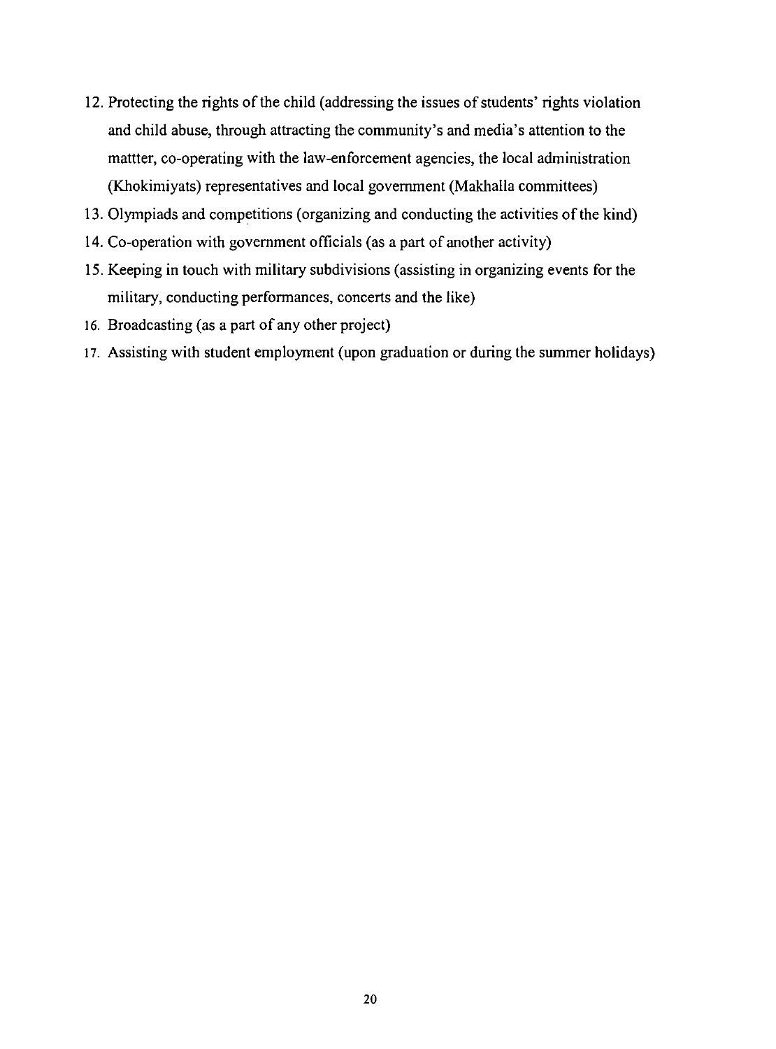12. Protecting the rights of the child (addressing the issues of students' rights violation and child abuse, through attracting the community's and media's attention to the mattter, co-operating with the law-enforcement agencies, the local administration (Khokimiyats) representatives and local government (Makhalla committees)
13. Olympiads and competitions (organizing and conducting the activities of the kind)
14. Co-operation with government officials (as a part of another activity)
15. Keeping in touch with military subdivisions (assisting in organizing events for the military, conducting performances, concerts and the like)
16. Broadcasting (as a part of any other project)
17. Assisting with student employment (upon graduation or during the summer holidays)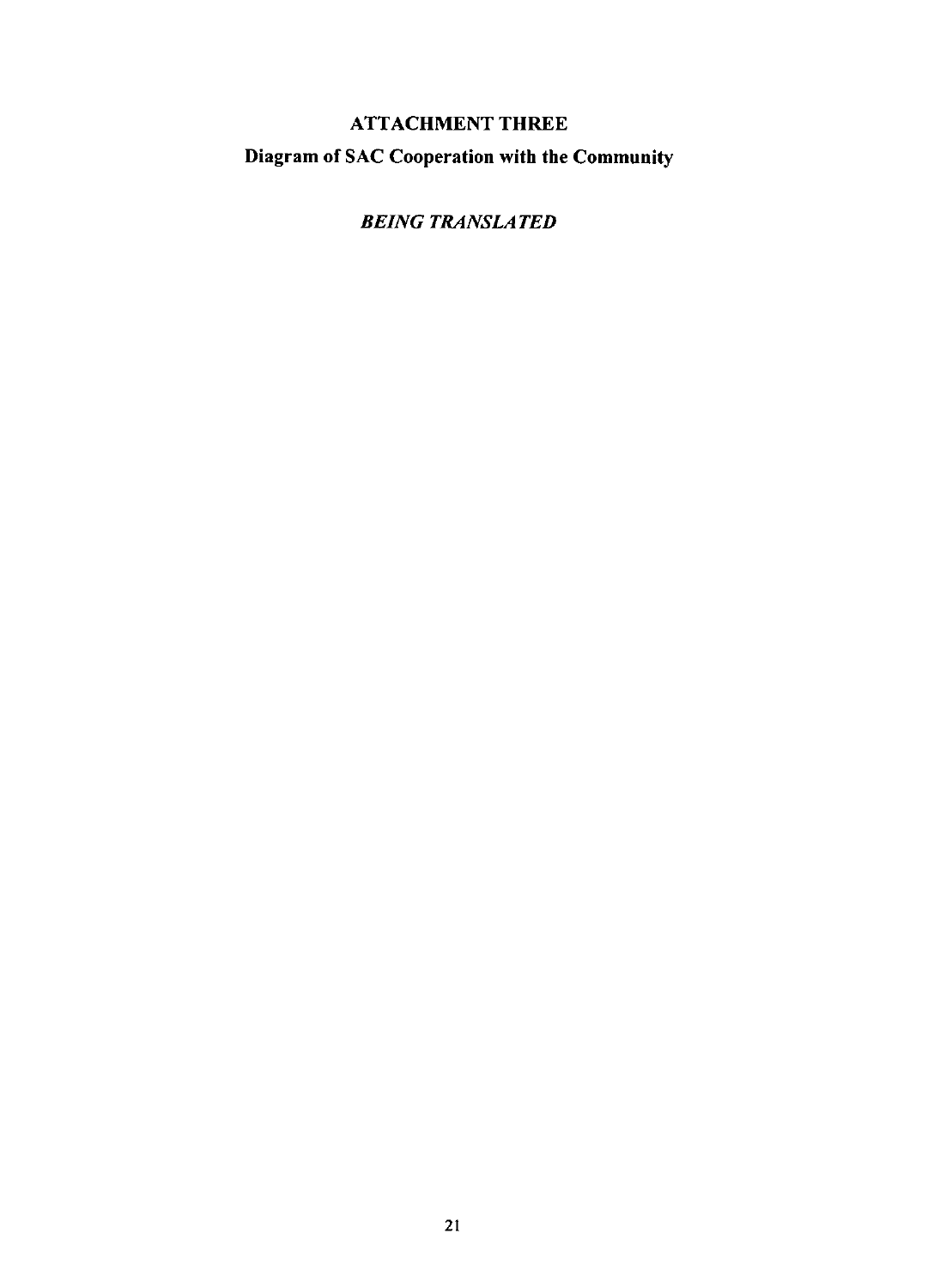# ATTACHMENT THREE

## Diagram of SAC Cooperation with the Community

*BEING TRANSLATED*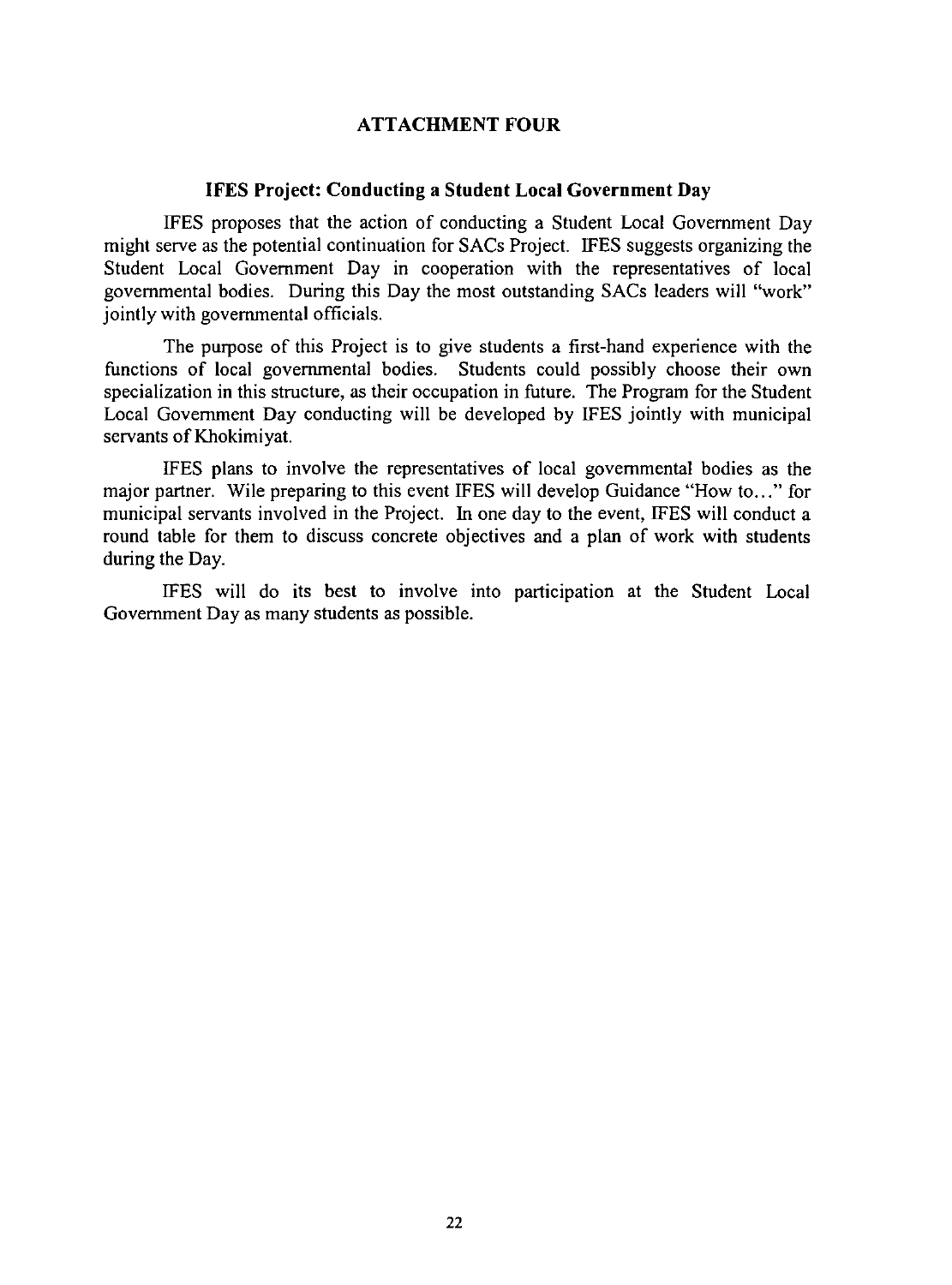## ATTACHMENT FOUR

### IFES Project: Conducting a Student Local Government Day

IFES proposes that the action of conducting a Student Local Government Day might serve as the potential continuation for SACs Project. IFES suggests organizing the Student Local Government Day in cooperation with the representatives of local governmental bodies. During this Day the most outstanding SACs leaders will "work" jointly with governmental officials.

The purpose of this Project is to give students a first-hand experience with the functions of local governmental bodies. Students could possibly choose their own specialization in this structure, as their occupation in future. The Program for the Student Local Government Day conducting will be developed by IFES jointly with municipal servants of Khokimiyat.

IFES plans to involve the representatives of local governmental bodies as the major partner. Wile preparing to this event IFES will develop Guidance "How to..." for municipal servants involved in the Project. In one day to the event, IFES will conduct a round table for them to discuss concrete objectives and a plan of work with students during the Day.

IFES will do its best to involve into participation at the Student Local Government Day as many students as possible.